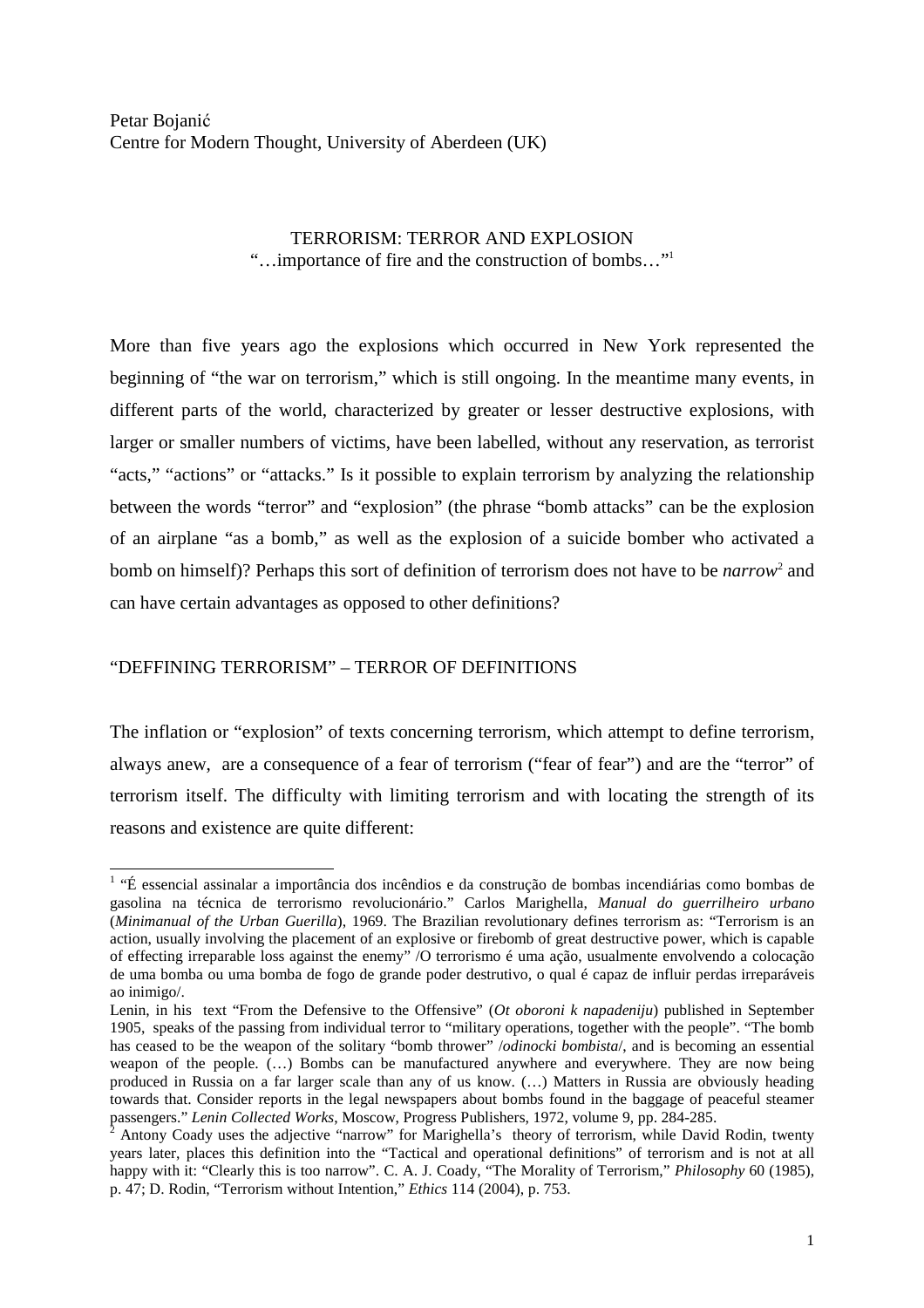Petar Bojanić
Centre for Modern Thought, University of Aberdeen (UK)

# TERRORISM: TERROR AND EXPLOSION

"…importance of fire and the construction of bombs…"[1]

More than five years ago the explosions which occurred in New York represented the beginning of "the war on terrorism," which is still ongoing. In the meantime many events, in different parts of the world, characterized by greater or lesser destructive explosions, with larger or smaller numbers of victims, have been labelled, without any reservation, as terrorist "acts," "actions" or "attacks." Is it possible to explain terrorism by analyzing the relationship between the words "terror" and "explosion" (the phrase "bomb attacks" can be the explosion of an airplane "as a bomb," as well as the explosion of a suicide bomber who activated a bomb on himself)? Perhaps this sort of definition of terrorism does not have to be *narrow*[2] and can have certain advantages as opposed to other definitions?

## "DEFFINING TERRORISM" – TERROR OF DEFINITIONS

The inflation or "explosion" of texts concerning terrorism, which attempt to define terrorism, always anew, are a consequence of a fear of terrorism ("fear of fear") and are the "terror" of terrorism itself. The difficulty with limiting terrorism and with locating the strength of its reasons and existence are quite different:

---

[1] "É essencial assinalar a importância dos incêndios e da construção de bombas incendiárias como bombas de gasolina na técnica de terrorismo revolucionário." Carlos Marighella, *Manual do guerrilheiro urbano* (*Minimanual of the Urban Guerilla*), 1969. The Brazilian revolutionary defines terrorism as: "Terrorism is an action, usually involving the placement of an explosive or firebomb of great destructive power, which is capable of effecting irreparable loss against the enemy" /O terrorismo é uma ação, usualmente envolvendo a colocação de uma bomba ou uma bomba de fogo de grande poder destrutivo, o qual é capaz de influir perdas irreparáveis ao inimigo/.

Lenin, in his text "From the Defensive to the Offensive" (*Ot oboroni k napadeniju*) published in September 1905, speaks of the passing from individual terror to "military operations, together with the people". "The bomb has ceased to be the weapon of the solitary "bomb thrower" /*odinocki bombista*/, and is becoming an essential weapon of the people. (…) Bombs can be manufactured anywhere and everywhere. They are now being produced in Russia on a far larger scale than any of us know. (…) Matters in Russia are obviously heading towards that. Consider reports in the legal newspapers about bombs found in the baggage of peaceful steamer passengers." *Lenin Collected Works*, Moscow, Progress Publishers, 1972, volume 9, pp. 284-285.

[2] Antony Coady uses the adjective "narrow" for Marighella's theory of terrorism, while David Rodin, twenty years later, places this definition into the "Tactical and operational definitions" of terrorism and is not at all happy with it: "Clearly this is too narrow". C. A. J. Coady, "The Morality of Terrorism," *Philosophy* 60 (1985), p. 47; D. Rodin, "Terrorism without Intention," *Ethics* 114 (2004), p. 753.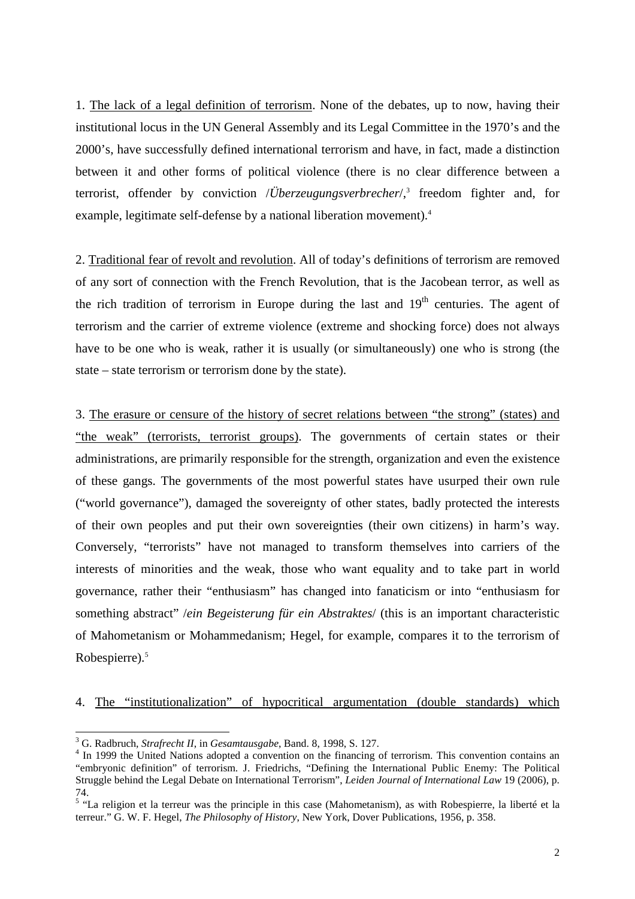1. The lack of a legal definition of terrorism. None of the debates, up to now, having their institutional locus in the UN General Assembly and its Legal Committee in the 1970's and the 2000's, have successfully defined international terrorism and have, in fact, made a distinction between it and other forms of political violence (there is no clear difference between a terrorist, offender by conviction /*Überzeugungsverbrecher*/,[3] freedom fighter and, for example, legitimate self-defense by a national liberation movement).[4]

2. Traditional fear of revolt and revolution. All of today's definitions of terrorism are removed of any sort of connection with the French Revolution, that is the Jacobean terror, as well as the rich tradition of terrorism in Europe during the last and 19th centuries. The agent of terrorism and the carrier of extreme violence (extreme and shocking force) does not always have to be one who is weak, rather it is usually (or simultaneously) one who is strong (the state – state terrorism or terrorism done by the state).

3. The erasure or censure of the history of secret relations between "the strong" (states) and "the weak" (terrorists, terrorist groups). The governments of certain states or their administrations, are primarily responsible for the strength, organization and even the existence of these gangs. The governments of the most powerful states have usurped their own rule ("world governance"), damaged the sovereignty of other states, badly protected the interests of their own peoples and put their own sovereignties (their own citizens) in harm's way. Conversely, "terrorists" have not managed to transform themselves into carriers of the interests of minorities and the weak, those who want equality and to take part in world governance, rather their "enthusiasm" has changed into fanaticism or into "enthusiasm for something abstract" /*ein Begeisterung für ein Abstraktes*/ (this is an important characteristic of Mahometanism or Mohammedanism; Hegel, for example, compares it to the terrorism of Robespierre).[5]

4. The "institutionalization" of hypocritical argumentation (double standards) which

---

[3] G. Radbruch, *Strafrecht II*, in *Gesamtausgabe*, Band. 8, 1998, S. 127.

[4] In 1999 the United Nations adopted a convention on the financing of terrorism. This convention contains an "embryonic definition" of terrorism. J. Friedrichs, "Defining the International Public Enemy: The Political Struggle behind the Legal Debate on International Terrorism", *Leiden Journal of International Law* 19 (2006), p. 74.

[5] "La religion et la terreur was the principle in this case (Mahometanism), as with Robespierre, la liberté et la terreur." G. W. F. Hegel, *The Philosophy of History*, New York, Dover Publications, 1956, p. 358.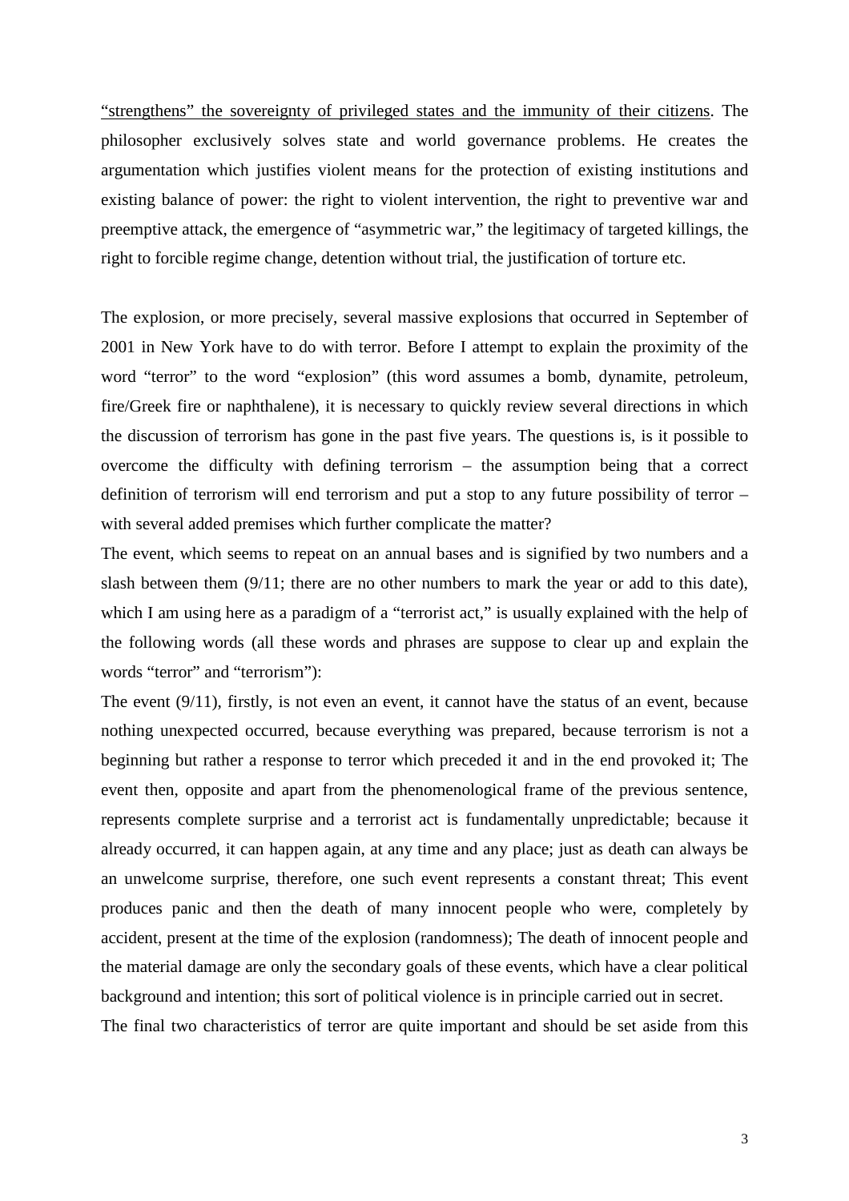<u>“strengthens” the sovereignty of privileged states and the immunity of their citizens</u>. The philosopher exclusively solves state and world governance problems. He creates the argumentation which justifies violent means for the protection of existing institutions and existing balance of power: the right to violent intervention, the right to preventive war and preemptive attack, the emergence of “asymmetric war,” the legitimacy of targeted killings, the right to forcible regime change, detention without trial, the justification of torture etc.

The explosion, or more precisely, several massive explosions that occurred in September of 2001 in New York have to do with terror. Before I attempt to explain the proximity of the word “terror” to the word “explosion” (this word assumes a bomb, dynamite, petroleum, fire/Greek fire or naphthalene), it is necessary to quickly review several directions in which the discussion of terrorism has gone in the past five years. The questions is, is it possible to overcome the difficulty with defining terrorism – the assumption being that a correct definition of terrorism will end terrorism and put a stop to any future possibility of terror – with several added premises which further complicate the matter?

The event, which seems to repeat on an annual bases and is signified by two numbers and a slash between them (9/11; there are no other numbers to mark the year or add to this date), which I am using here as a paradigm of a “terrorist act,” is usually explained with the help of the following words (all these words and phrases are suppose to clear up and explain the words “terror” and “terrorism”):

The event (9/11), firstly, is not even an event, it cannot have the status of an event, because nothing unexpected occurred, because everything was prepared, because terrorism is not a beginning but rather a response to terror which preceded it and in the end provoked it; The event then, opposite and apart from the phenomenological frame of the previous sentence, represents complete surprise and a terrorist act is fundamentally unpredictable; because it already occurred, it can happen again, at any time and any place; just as death can always be an unwelcome surprise, therefore, one such event represents a constant threat; This event produces panic and then the death of many innocent people who were, completely by accident, present at the time of the explosion (randomness); The death of innocent people and the material damage are only the secondary goals of these events, which have a clear political background and intention; this sort of political violence is in principle carried out in secret.

The final two characteristics of terror are quite important and should be set aside from this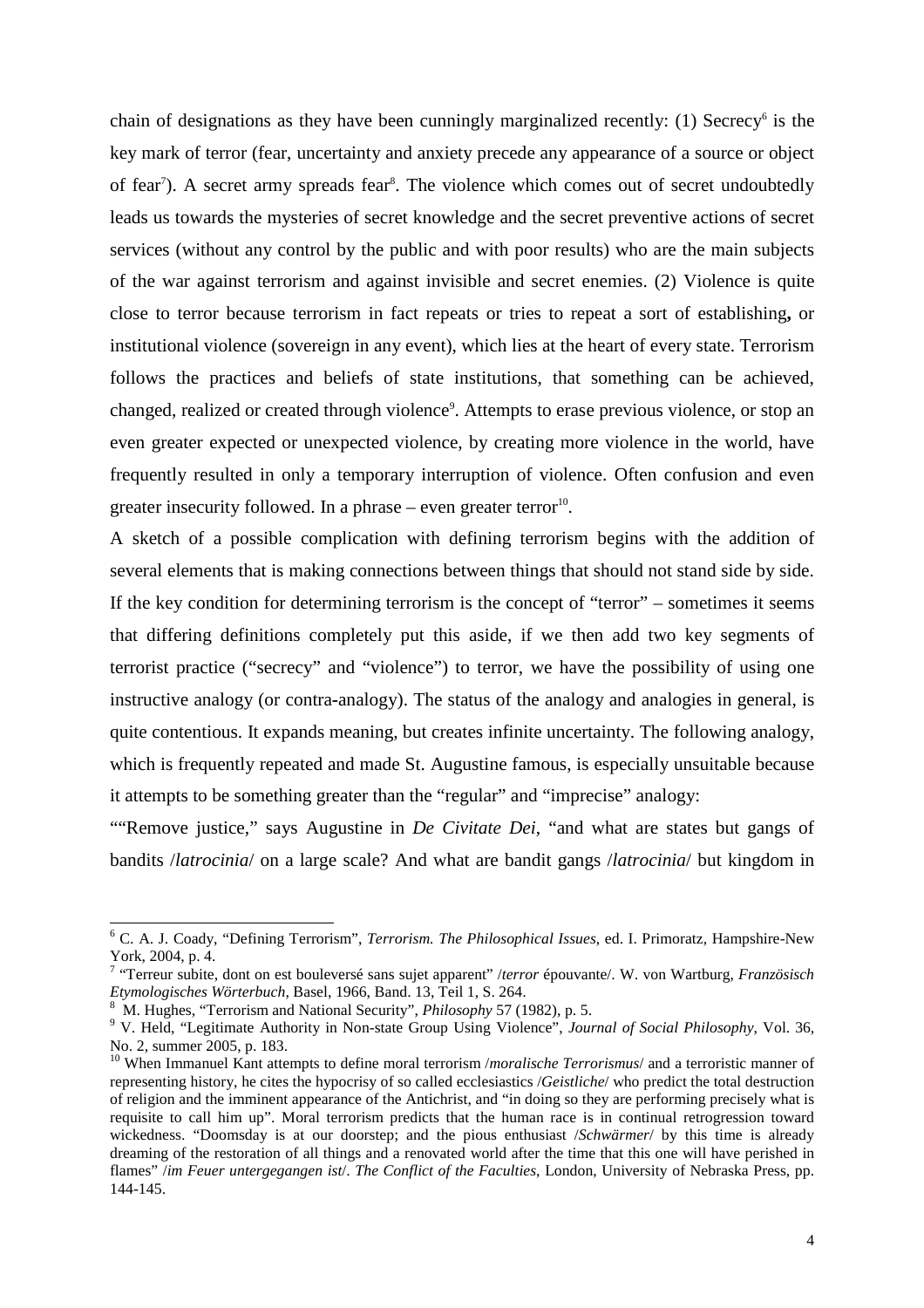chain of designations as they have been cunningly marginalized recently: (1) Secrecy[6] is the key mark of terror (fear, uncertainty and anxiety precede any appearance of a source or object of fear[7]). A secret army spreads fear[8]. The violence which comes out of secret undoubtedly leads us towards the mysteries of secret knowledge and the secret preventive actions of secret services (without any control by the public and with poor results) who are the main subjects of the war against terrorism and against invisible and secret enemies. (2) Violence is quite close to terror because terrorism in fact repeats or tries to repeat a sort of establishing**,** or institutional violence (sovereign in any event), which lies at the heart of every state. Terrorism follows the practices and beliefs of state institutions, that something can be achieved, changed, realized or created through violence[9]. Attempts to erase previous violence, or stop an even greater expected or unexpected violence, by creating more violence in the world, have frequently resulted in only a temporary interruption of violence. Often confusion and even greater insecurity followed. In a phrase – even greater terror[10].

A sketch of a possible complication with defining terrorism begins with the addition of several elements that is making connections between things that should not stand side by side. If the key condition for determining terrorism is the concept of "terror" – sometimes it seems that differing definitions completely put this aside, if we then add two key segments of terrorist practice ("secrecy" and "violence") to terror, we have the possibility of using one instructive analogy (or contra-analogy). The status of the analogy and analogies in general, is quite contentious. It expands meaning, but creates infinite uncertainty. The following analogy, which is frequently repeated and made St. Augustine famous, is especially unsuitable because it attempts to be something greater than the "regular" and "imprecise" analogy:

""Remove justice," says Augustine in *De Civitate Dei*, "and what are states but gangs of bandits /*latrocinia*/ on a large scale? And what are bandit gangs /*latrocinia*/ but kingdom in

---

[6] C. A. J. Coady, "Defining Terrorism", *Terrorism. The Philosophical Issues*, ed. I. Primoratz, Hampshire-New York, 2004, p. 4.

[7] "Terreur subite, dont on est bouleversé sans sujet apparent" /*terror* épouvante/. W. von Wartburg, *Französisch Etymologisches Wörterbuch*, Basel, 1966, Band. 13, Teil 1, S. 264.

[8] M. Hughes, "Terrorism and National Security", *Philosophy* 57 (1982), p. 5.

[9] V. Held, "Legitimate Authority in Non-state Group Using Violence", *Journal of Social Philosophy*, Vol. 36, No. 2, summer 2005, p. 183.

[10] When Immanuel Kant attempts to define moral terrorism /*moralische Terrorismus*/ and a terroristic manner of representing history, he cites the hypocrisy of so called ecclesiastics /*Geistliche*/ who predict the total destruction of religion and the imminent appearance of the Antichrist, and "in doing so they are performing precisely what is requisite to call him up". Moral terrorism predicts that the human race is in continual retrogression toward wickedness. "Doomsday is at our doorstep; and the pious enthusiast /*Schwärmer*/ by this time is already dreaming of the restoration of all things and a renovated world after the time that this one will have perished in flames" /*im Feuer untergegangen ist*/. *The Conflict of the Faculties*, London, University of Nebraska Press, pp. 144-145.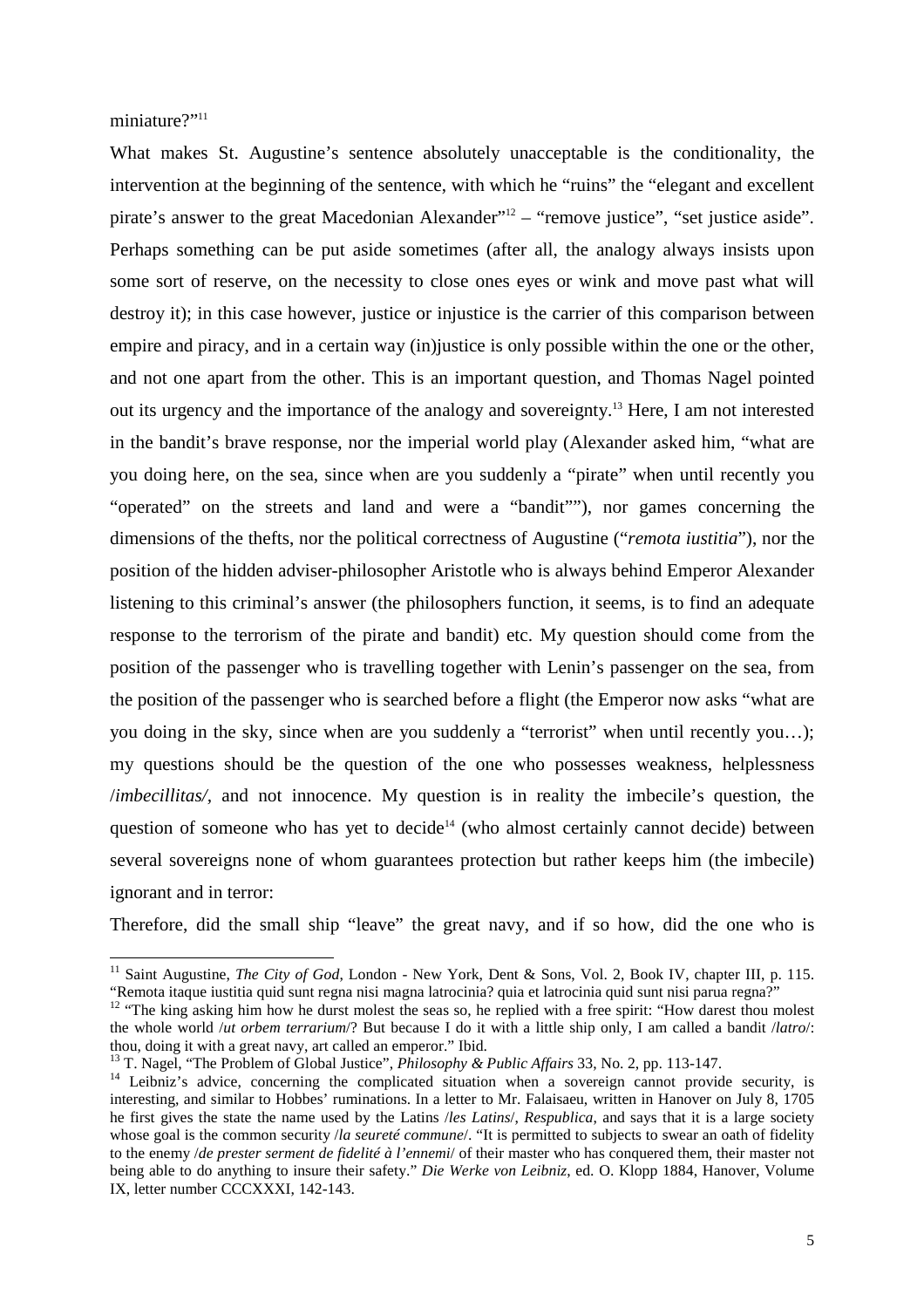miniature?"[11]

What makes St. Augustine's sentence absolutely unacceptable is the conditionality, the intervention at the beginning of the sentence, with which he "ruins" the "elegant and excellent pirate's answer to the great Macedonian Alexander"[12] – "remove justice", "set justice aside". Perhaps something can be put aside sometimes (after all, the analogy always insists upon some sort of reserve, on the necessity to close ones eyes or wink and move past what will destroy it); in this case however, justice or injustice is the carrier of this comparison between empire and piracy, and in a certain way (in)justice is only possible within the one or the other, and not one apart from the other. This is an important question, and Thomas Nagel pointed out its urgency and the importance of the analogy and sovereignty.[13] Here, I am not interested in the bandit's brave response, nor the imperial world play (Alexander asked him, "what are you doing here, on the sea, since when are you suddenly a "pirate" when until recently you "operated" on the streets and land and were a "bandit""), nor games concerning the dimensions of the thefts, nor the political correctness of Augustine ("*remota iustitia*"), nor the position of the hidden adviser-philosopher Aristotle who is always behind Emperor Alexander listening to this criminal's answer (the philosophers function, it seems, is to find an adequate response to the terrorism of the pirate and bandit) etc. My question should come from the position of the passenger who is travelling together with Lenin's passenger on the sea, from the position of the passenger who is searched before a flight (the Emperor now asks "what are you doing in the sky, since when are you suddenly a "terrorist" when until recently you…); my questions should be the question of the one who possesses weakness, helplessness /*imbecillitas/*, and not innocence. My question is in reality the imbecile's question, the question of someone who has yet to decide[14] (who almost certainly cannot decide) between several sovereigns none of whom guarantees protection but rather keeps him (the imbecile) ignorant and in terror:

Therefore, did the small ship "leave" the great navy, and if so how, did the one who is

---

[11] Saint Augustine, *The City of God*, London - New York, Dent & Sons, Vol. 2, Book IV, chapter III, p. 115. "Remota itaque iustitia quid sunt regna nisi magna latrocinia? quia et latrocinia quid sunt nisi parua regna?"

[12] "The king asking him how he durst molest the seas so, he replied with a free spirit: "How darest thou molest the whole world /*ut orbem terrarium*/? But because I do it with a little ship only, I am called a bandit /*latro*/: thou, doing it with a great navy, art called an emperor." Ibid.

[13] T. Nagel, "The Problem of Global Justice", *Philosophy & Public Affairs* 33, No. 2, pp. 113-147.

[14] Leibniz's advice, concerning the complicated situation when a sovereign cannot provide security, is interesting, and similar to Hobbes' ruminations. In a letter to Mr. Falaisaeu, written in Hanover on July 8, 1705 he first gives the state the name used by the Latins /*les Latins*/, *Respublica*, and says that it is a large society whose goal is the common security /*la seureté commune*/. "It is permitted to subjects to swear an oath of fidelity to the enemy /*de prester serment de fidelité à l'ennemi*/ of their master who has conquered them, their master not being able to do anything to insure their safety." *Die Werke von Leibniz*, ed. O. Klopp 1884, Hanover, Volume IX, letter number CCCXXXI, 142-143.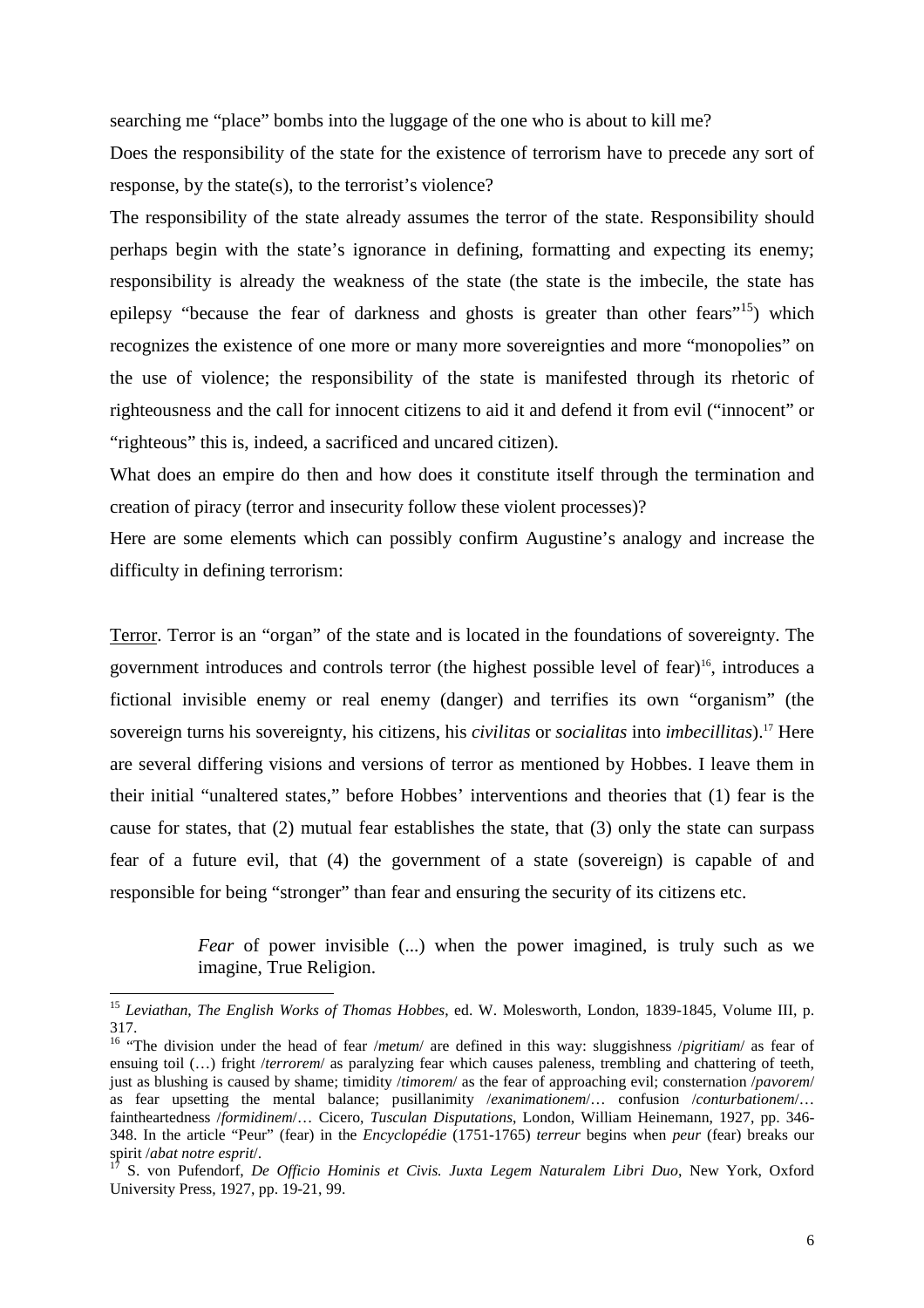searching me "place" bombs into the luggage of the one who is about to kill me?

Does the responsibility of the state for the existence of terrorism have to precede any sort of response, by the state(s), to the terrorist's violence?

The responsibility of the state already assumes the terror of the state. Responsibility should perhaps begin with the state's ignorance in defining, formatting and expecting its enemy; responsibility is already the weakness of the state (the state is the imbecile, the state has epilepsy "because the fear of darkness and ghosts is greater than other fears"[15]) which recognizes the existence of one more or many more sovereignties and more "monopolies" on the use of violence; the responsibility of the state is manifested through its rhetoric of righteousness and the call for innocent citizens to aid it and defend it from evil ("innocent" or "righteous" this is, indeed, a sacrificed and uncared citizen).

What does an empire do then and how does it constitute itself through the termination and creation of piracy (terror and insecurity follow these violent processes)?

Here are some elements which can possibly confirm Augustine's analogy and increase the difficulty in defining terrorism:

<u>Terror</u>. Terror is an "organ" of the state and is located in the foundations of sovereignty. The government introduces and controls terror (the highest possible level of fear)[16], introduces a fictional invisible enemy or real enemy (danger) and terrifies its own "organism" (the sovereign turns his sovereignty, his citizens, his *civilitas* or *socialitas* into *imbecillitas*).[17] Here are several differing visions and versions of terror as mentioned by Hobbes. I leave them in their initial "unaltered states," before Hobbes' interventions and theories that (1) fear is the cause for states, that (2) mutual fear establishes the state, that (3) only the state can surpass fear of a future evil, that (4) the government of a state (sovereign) is capable of and responsible for being "stronger" than fear and ensuring the security of its citizens etc.

> *Fear* of power invisible (...) when the power imagined, is truly such as we imagine, True Religion.

---

[15] *Leviathan*, *The English Works of Thomas Hobbes*, ed. W. Molesworth, London, 1839-1845, Volume III, p. 317.

[16] "The division under the head of fear /*metum*/ are defined in this way: sluggishness /*pigritiam*/ as fear of ensuing toil (…) fright /*terrorem*/ as paralyzing fear which causes paleness, trembling and chattering of teeth, just as blushing is caused by shame; timidity /*timorem*/ as the fear of approaching evil; consternation /*pavorem*/ as fear upsetting the mental balance; pusillanimity /*exanimationem*/… confusion /*conturbationem*/… faintheartedness /*formidinem*/… Cicero, *Tusculan Disputations*, London, William Heinemann, 1927, pp. 346-348. In the article "Peur" (fear) in the *Encyclopédie* (1751-1765) *terreur* begins when *peur* (fear) breaks our spirit /*abat notre esprit*/.

[17] S. von Pufendorf, *De Officio Hominis et Civis. Juxta Legem Naturalem Libri Duo*, New York, Oxford University Press, 1927, pp. 19-21, 99.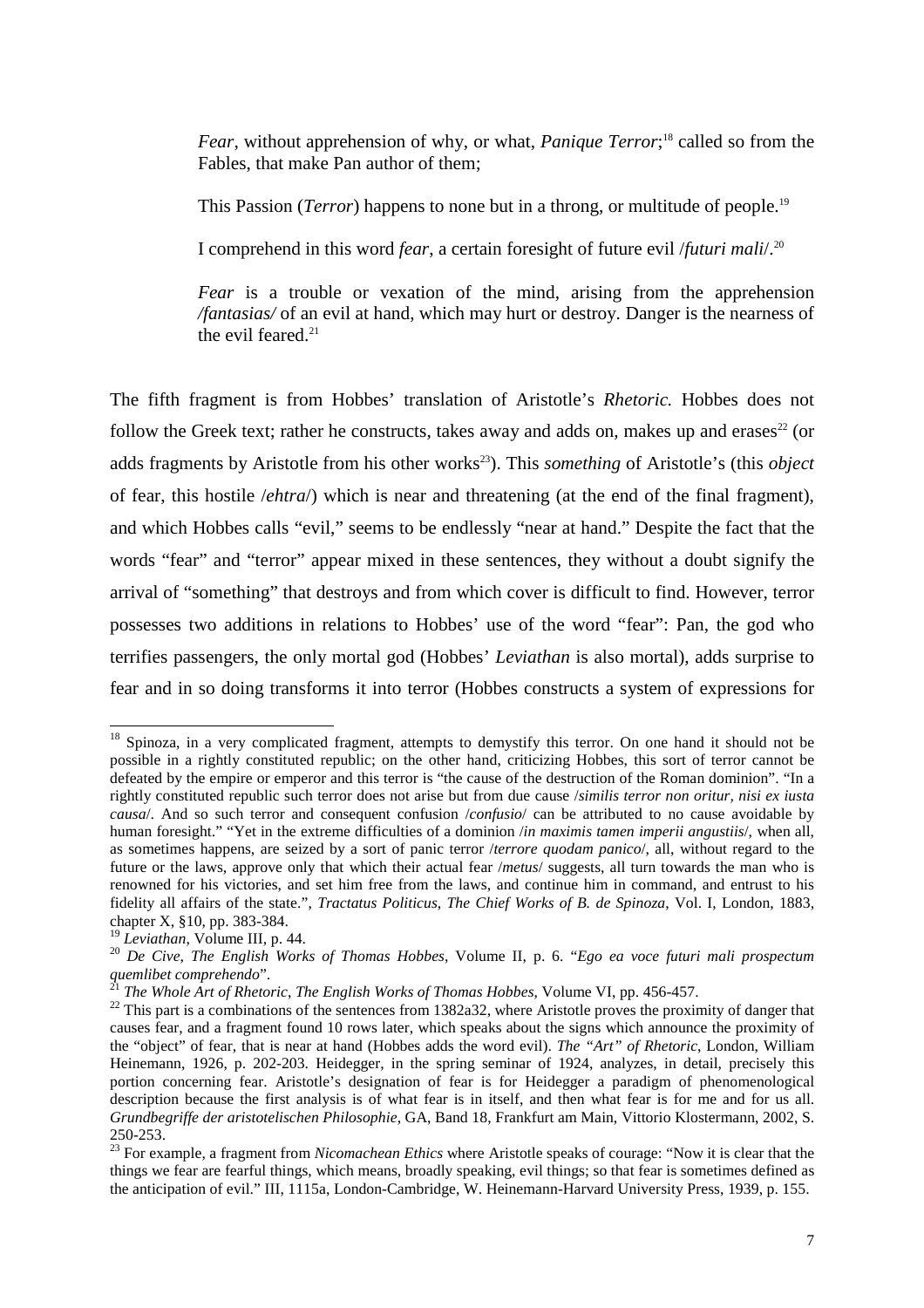> *Fear*, without apprehension of why, or what, *Panique Terror*;[18] called so from the Fables, that make Pan author of them;
>
> This Passion (*Terror*) happens to none but in a throng, or multitude of people.[19]
>
> I comprehend in this word *fear*, a certain foresight of future evil /*futuri mali*/.[20]
>
> *Fear* is a trouble or vexation of the mind, arising from the apprehension */fantasias/* of an evil at hand, which may hurt or destroy. Danger is the nearness of the evil feared.[21]

The fifth fragment is from Hobbes' translation of Aristotle's *Rhetoric.* Hobbes does not follow the Greek text; rather he constructs, takes away and adds on, makes up and erases[22] (or adds fragments by Aristotle from his other works[23]). This *something* of Aristotle's (this *object* of fear, this hostile /*ehtra*/) which is near and threatening (at the end of the final fragment), and which Hobbes calls "evil," seems to be endlessly "near at hand." Despite the fact that the words "fear" and "terror" appear mixed in these sentences, they without a doubt signify the arrival of "something" that destroys and from which cover is difficult to find. However, terror possesses two additions in relations to Hobbes' use of the word "fear": Pan, the god who terrifies passengers, the only mortal god (Hobbes' *Leviathan* is also mortal), adds surprise to fear and in so doing transforms it into terror (Hobbes constructs a system of expressions for

---

[18] Spinoza, in a very complicated fragment, attempts to demystify this terror. On one hand it should not be possible in a rightly constituted republic; on the other hand, criticizing Hobbes, this sort of terror cannot be defeated by the empire or emperor and this terror is "the cause of the destruction of the Roman dominion". "In a rightly constituted republic such terror does not arise but from due cause /*similis terror non oritur, nisi ex iusta causa*/. And so such terror and consequent confusion /*confusio*/ can be attributed to no cause avoidable by human foresight." "Yet in the extreme difficulties of a dominion /*in maximis tamen imperii angustiis*/, when all, as sometimes happens, are seized by a sort of panic terror /*terrore quodam panico*/, all, without regard to the future or the laws, approve only that which their actual fear /*metus*/ suggests, all turn towards the man who is renowned for his victories, and set him free from the laws, and continue him in command, and entrust to his fidelity all affairs of the state.", *Tractatus Politicus, The Chief Works of B. de Spinoza*, Vol. I, London, 1883, chapter X, §10, pp. 383-384.

[19] *Leviathan*, Volume III, p. 44.

[20] *De Cive, The English Works of Thomas Hobbes*, Volume II, p. 6. "*Ego ea voce futuri mali prospectum quemlibet comprehendo*".

[21] *The Whole Art of Rhetoric*, *The English Works of Thomas Hobbes*, Volume VI, pp. 456-457.

[22] This part is a combinations of the sentences from 1382a32, where Aristotle proves the proximity of danger that causes fear, and a fragment found 10 rows later, which speaks about the signs which announce the proximity of the "object" of fear, that is near at hand (Hobbes adds the word evil). *The "Art" of Rhetoric*, London, William Heinemann, 1926, p. 202-203. Heidegger, in the spring seminar of 1924, analyzes, in detail, precisely this portion concerning fear. Aristotle's designation of fear is for Heidegger a paradigm of phenomenological description because the first analysis is of what fear is in itself, and then what fear is for me and for us all. *Grundbegriffe der aristotelischen Philosophie*, GA, Band 18, Frankfurt am Main, Vittorio Klostermann, 2002, S. 250-253.

[23] For example, a fragment from *Nicomachean Ethics* where Aristotle speaks of courage: "Now it is clear that the things we fear are fearful things, which means, broadly speaking, evil things; so that fear is sometimes defined as the anticipation of evil." III, 1115a, London-Cambridge, W. Heinemann-Harvard University Press, 1939, p. 155.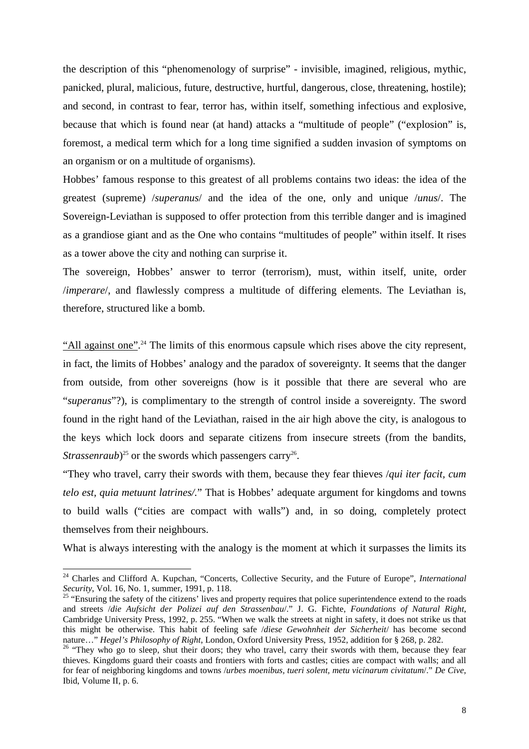the description of this "phenomenology of surprise" - invisible, imagined, religious, mythic, panicked, plural, malicious, future, destructive, hurtful, dangerous, close, threatening, hostile); and second, in contrast to fear, terror has, within itself, something infectious and explosive, because that which is found near (at hand) attacks a "multitude of people" ("explosion" is, foremost, a medical term which for a long time signified a sudden invasion of symptoms on an organism or on a multitude of organisms).

Hobbes' famous response to this greatest of all problems contains two ideas: the idea of the greatest (supreme) /*superanus*/ and the idea of the one, only and unique /*unus*/. The Sovereign-Leviathan is supposed to offer protection from this terrible danger and is imagined as a grandiose giant and as the One who contains "multitudes of people" within itself. It rises as a tower above the city and nothing can surprise it.

The sovereign, Hobbes' answer to terror (terrorism), must, within itself, unite, order /*imperare*/, and flawlessly compress a multitude of differing elements. The Leviathan is, therefore, structured like a bomb.

<u>"All against one"</u>.[24] The limits of this enormous capsule which rises above the city represent, in fact, the limits of Hobbes' analogy and the paradox of sovereignty. It seems that the danger from outside, from other sovereigns (how is it possible that there are several who are "*superanus*"?), is complimentary to the strength of control inside a sovereignty. The sword found in the right hand of the Leviathan, raised in the air high above the city, is analogous to the keys which lock doors and separate citizens from insecure streets (from the bandits, *Strassenraub*)[25] or the swords which passengers carry[26].

"They who travel, carry their swords with them, because they fear thieves /*qui iter facit, cum telo est, quia metuunt latrines/*." That is Hobbes' adequate argument for kingdoms and towns to build walls ("cities are compact with walls") and, in so doing, completely protect themselves from their neighbours.

What is always interesting with the analogy is the moment at which it surpasses the limits its

---

[24] Charles and Clifford A. Kupchan, "Concerts, Collective Security, and the Future of Europe", *International Security*, Vol. 16, No. 1, summer, 1991, p. 118.

[25] "Ensuring the safety of the citizens' lives and property requires that police superintendence extend to the roads and streets /*die Aufsicht der Polizei auf den Strassenbau*/." J. G. Fichte, *Foundations of Natural Right*, Cambridge University Press, 1992, p. 255. "When we walk the streets at night in safety, it does not strike us that this might be otherwise. This habit of feeling safe /*diese Gewohnheit der Sicherheit*/ has become second nature…" *Hegel's Philosophy of Right*, London, Oxford University Press, 1952, addition for § 268, p. 282.

[26] "They who go to sleep, shut their doors; they who travel, carry their swords with them, because they fear thieves. Kingdoms guard their coasts and frontiers with forts and castles; cities are compact with walls; and all for fear of neighboring kingdoms and towns /*urbes moenibus, tueri solent, metu vicinarum civitatum*/." *De Cive*, Ibid, Volume II, p. 6.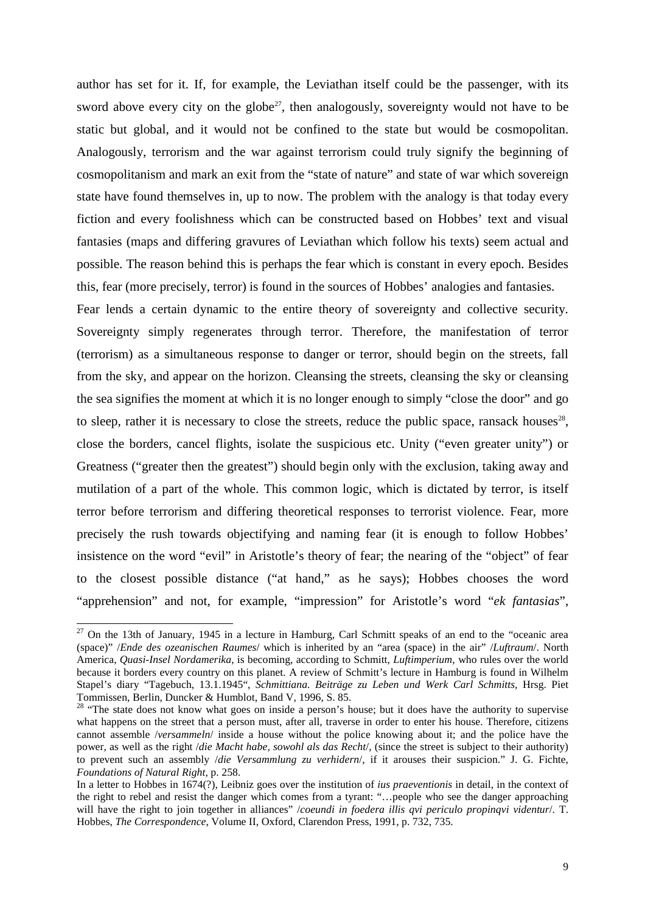author has set for it. If, for example, the Leviathan itself could be the passenger, with its sword above every city on the globe[27], then analogously, sovereignty would not have to be static but global, and it would not be confined to the state but would be cosmopolitan. Analogously, terrorism and the war against terrorism could truly signify the beginning of cosmopolitanism and mark an exit from the "state of nature" and state of war which sovereign state have found themselves in, up to now. The problem with the analogy is that today every fiction and every foolishness which can be constructed based on Hobbes' text and visual fantasies (maps and differing gravures of Leviathan which follow his texts) seem actual and possible. The reason behind this is perhaps the fear which is constant in every epoch. Besides this, fear (more precisely, terror) is found in the sources of Hobbes' analogies and fantasies.

Fear lends a certain dynamic to the entire theory of sovereignty and collective security. Sovereignty simply regenerates through terror. Therefore, the manifestation of terror (terrorism) as a simultaneous response to danger or terror, should begin on the streets, fall from the sky, and appear on the horizon. Cleansing the streets, cleansing the sky or cleansing the sea signifies the moment at which it is no longer enough to simply "close the door" and go to sleep, rather it is necessary to close the streets, reduce the public space, ransack houses[28], close the borders, cancel flights, isolate the suspicious etc. Unity ("even greater unity") or Greatness ("greater then the greatest") should begin only with the exclusion, taking away and mutilation of a part of the whole. This common logic, which is dictated by terror, is itself terror before terrorism and differing theoretical responses to terrorist violence. Fear, more precisely the rush towards objectifying and naming fear (it is enough to follow Hobbes' insistence on the word "evil" in Aristotle's theory of fear; the nearing of the "object" of fear to the closest possible distance ("at hand," as he says); Hobbes chooses the word "apprehension" and not, for example, "impression" for Aristotle's word "*ek fantasias*",

---

[27] On the 13th of January, 1945 in a lecture in Hamburg, Carl Schmitt speaks of an end to the "oceanic area (space)" /*Ende des ozeanischen Raumes*/ which is inherited by an "area (space) in the air" /*Luftraum*/. North America, *Quasi-Insel Nordamerika*, is becoming, according to Schmitt, *Luftimperium*, who rules over the world because it borders every country on this planet. A review of Schmitt's lecture in Hamburg is found in Wilhelm Stapel's diary "Tagebuch, 13.1.1945", *Schmittiana. Beiträge zu Leben und Werk Carl Schmitts*, Hrsg. Piet Tommissen, Berlin, Duncker & Humblot, Band V, 1996, S. 85.

[28] "The state does not know what goes on inside a person's house; but it does have the authority to supervise what happens on the street that a person must, after all, traverse in order to enter his house. Therefore, citizens cannot assemble /*versammeln*/ inside a house without the police knowing about it; and the police have the power, as well as the right /*die Macht habe, sowohl als das Recht*/, (since the street is subject to their authority) to prevent such an assembly /*die Versammlung zu verhidern*/, if it arouses their suspicion." J. G. Fichte, *Foundations of Natural Right*, p. 258.

In a letter to Hobbes in 1674(?), Leibniz goes over the institution of *ius praeventionis* in detail, in the context of the right to rebel and resist the danger which comes from a tyrant: "…people who see the danger approaching will have the right to join together in alliances" /*coeundi in foedera illis qvi periculo propinqvi videntur*/. T. Hobbes, *The Correspondence*, Volume II, Oxford, Clarendon Press, 1991, p. 732, 735.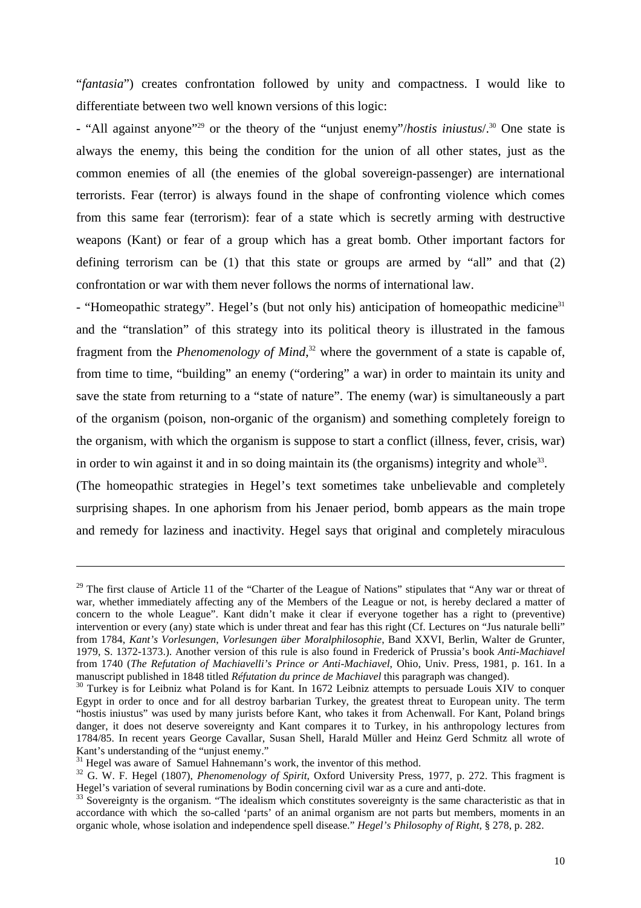"*fantasia*") creates confrontation followed by unity and compactness. I would like to differentiate between two well known versions of this logic:

- "All against anyone"[29] or the theory of the "unjust enemy"/*hostis iniustus*/.[30] One state is always the enemy, this being the condition for the union of all other states, just as the common enemies of all (the enemies of the global sovereign-passenger) are international terrorists. Fear (terror) is always found in the shape of confronting violence which comes from this same fear (terrorism): fear of a state which is secretly arming with destructive weapons (Kant) or fear of a group which has a great bomb. Other important factors for defining terrorism can be (1) that this state or groups are armed by "all" and that (2) confrontation or war with them never follows the norms of international law.

- "Homeopathic strategy". Hegel's (but not only his) anticipation of homeopathic medicine[31] and the "translation" of this strategy into its political theory is illustrated in the famous fragment from the *Phenomenology of Mind*,[32] where the government of a state is capable of, from time to time, "building" an enemy ("ordering" a war) in order to maintain its unity and save the state from returning to a "state of nature". The enemy (war) is simultaneously a part of the organism (poison, non-organic of the organism) and something completely foreign to the organism, with which the organism is suppose to start a conflict (illness, fever, crisis, war) in order to win against it and in so doing maintain its (the organisms) integrity and whole[33].

(The homeopathic strategies in Hegel's text sometimes take unbelievable and completely surprising shapes. In one aphorism from his Jenaer period, bomb appears as the main trope and remedy for laziness and inactivity. Hegel says that original and completely miraculous

---

[29] The first clause of Article 11 of the "Charter of the League of Nations" stipulates that "Any war or threat of war, whether immediately affecting any of the Members of the League or not, is hereby declared a matter of concern to the whole League". Kant didn't make it clear if everyone together has a right to (preventive) intervention or every (any) state which is under threat and fear has this right (Cf. Lectures on "Jus naturale belli" from 1784, *Kant's Vorlesungen, Vorlesungen über Moralphilosophie*, Band XXVI, Berlin, Walter de Grunter, 1979, S. 1372-1373.). Another version of this rule is also found in Frederick of Prussia's book *Anti-Machiavel* from 1740 (*The Refutation of Machiavelli's Prince or Anti-Machiavel*, Ohio, Univ. Press, 1981, p. 161. In a manuscript published in 1848 titled *Réfutation du prince de Machiavel* this paragraph was changed).

[30] Turkey is for Leibniz what Poland is for Kant. In 1672 Leibniz attempts to persuade Louis XIV to conquer Egypt in order to once and for all destroy barbarian Turkey, the greatest threat to European unity. The term "hostis iniustus" was used by many jurists before Kant, who takes it from Achenwall. For Kant, Poland brings danger, it does not deserve sovereignty and Kant compares it to Turkey, in his anthropology lectures from 1784/85. In recent years George Cavallar, Susan Shell, Harald Müller and Heinz Gerd Schmitz all wrote of Kant's understanding of the "unjust enemy."

[31] Hegel was aware of Samuel Hahnemann's work, the inventor of this method.

[32] G. W. F. Hegel (1807), *Phenomenology of Spirit*, Oxford University Press, 1977, p. 272. This fragment is Hegel's variation of several ruminations by Bodin concerning civil war as a cure and anti-dote.

[33] Sovereignty is the organism. "The idealism which constitutes sovereignty is the same characteristic as that in accordance with which the so-called 'parts' of an animal organism are not parts but members, moments in an organic whole, whose isolation and independence spell disease." *Hegel's Philosophy of Right*, § 278, p. 282.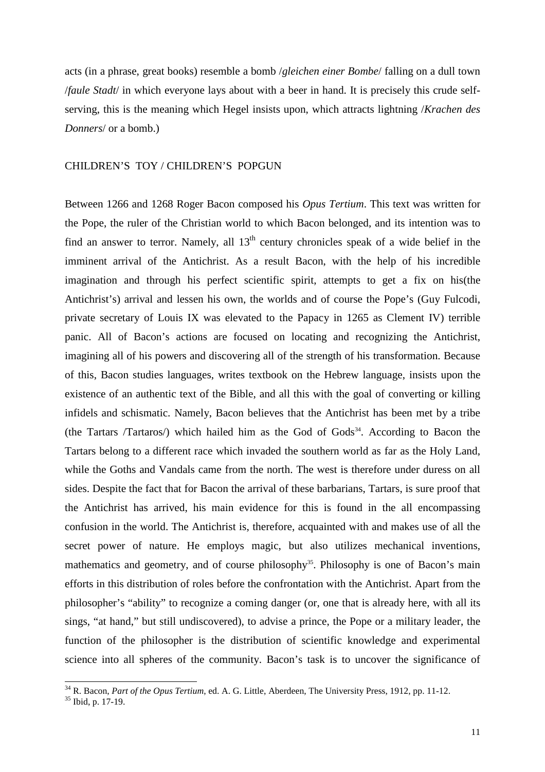acts (in a phrase, great books) resemble a bomb /*gleichen einer Bombe*/ falling on a dull town /*faule Stadt*/ in which everyone lays about with a beer in hand. It is precisely this crude self-serving, this is the meaning which Hegel insists upon, which attracts lightning /*Krachen des Donners*/ or a bomb.)

## CHILDREN'S TOY / CHILDREN'S POPGUN

Between 1266 and 1268 Roger Bacon composed his *Opus Tertium*. This text was written for the Pope, the ruler of the Christian world to which Bacon belonged, and its intention was to find an answer to terror. Namely, all 13th century chronicles speak of a wide belief in the imminent arrival of the Antichrist. As a result Bacon, with the help of his incredible imagination and through his perfect scientific spirit, attempts to get a fix on his(the Antichrist's) arrival and lessen his own, the worlds and of course the Pope's (Guy Fulcodi, private secretary of Louis IX was elevated to the Papacy in 1265 as Clement IV) terrible panic. All of Bacon's actions are focused on locating and recognizing the Antichrist, imagining all of his powers and discovering all of the strength of his transformation. Because of this, Bacon studies languages, writes textbook on the Hebrew language, insists upon the existence of an authentic text of the Bible, and all this with the goal of converting or killing infidels and schismatic. Namely, Bacon believes that the Antichrist has been met by a tribe (the Tartars /Tartaros/) which hailed him as the God of Gods[34]. According to Bacon the Tartars belong to a different race which invaded the southern world as far as the Holy Land, while the Goths and Vandals came from the north. The west is therefore under duress on all sides. Despite the fact that for Bacon the arrival of these barbarians, Tartars, is sure proof that the Antichrist has arrived, his main evidence for this is found in the all encompassing confusion in the world. The Antichrist is, therefore, acquainted with and makes use of all the secret power of nature. He employs magic, but also utilizes mechanical inventions, mathematics and geometry, and of course philosophy[35]. Philosophy is one of Bacon's main efforts in this distribution of roles before the confrontation with the Antichrist. Apart from the philosopher's "ability" to recognize a coming danger (or, one that is already here, with all its sings, "at hand," but still undiscovered), to advise a prince, the Pope or a military leader, the function of the philosopher is the distribution of scientific knowledge and experimental science into all spheres of the community. Bacon's task is to uncover the significance of

---

[34] R. Bacon, *Part of the Opus Tertium*, ed. A. G. Little, Aberdeen, The University Press, 1912, pp. 11-12.

[35] Ibid, p. 17-19.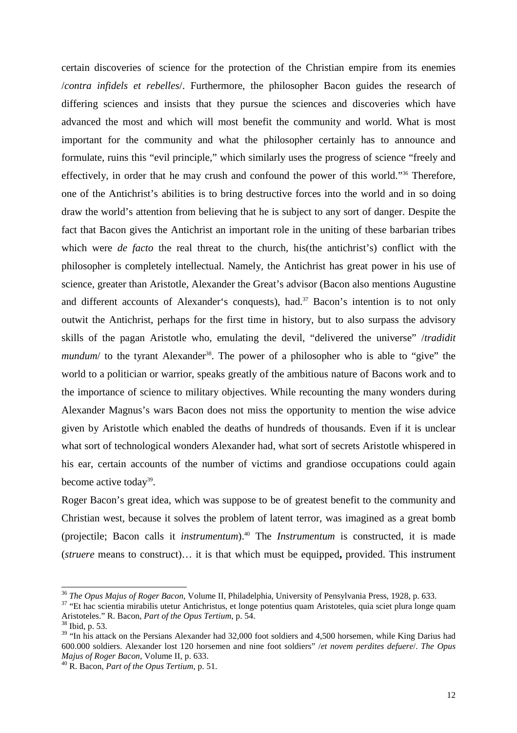certain discoveries of science for the protection of the Christian empire from its enemies /*contra infidels et rebelles*/. Furthermore, the philosopher Bacon guides the research of differing sciences and insists that they pursue the sciences and discoveries which have advanced the most and which will most benefit the community and world. What is most important for the community and what the philosopher certainly has to announce and formulate, ruins this "evil principle," which similarly uses the progress of science "freely and effectively, in order that he may crush and confound the power of this world."[36] Therefore, one of the Antichrist's abilities is to bring destructive forces into the world and in so doing draw the world's attention from believing that he is subject to any sort of danger. Despite the fact that Bacon gives the Antichrist an important role in the uniting of these barbarian tribes which were *de facto* the real threat to the church, his(the antichrist's) conflict with the philosopher is completely intellectual. Namely, the Antichrist has great power in his use of science, greater than Aristotle, Alexander the Great's advisor (Bacon also mentions Augustine and different accounts of Alexander's conquests), had.[37] Bacon's intention is to not only outwit the Antichrist, perhaps for the first time in history, but to also surpass the advisory skills of the pagan Aristotle who, emulating the devil, "delivered the universe" /*tradidit mundum*/ to the tyrant Alexander[38]. The power of a philosopher who is able to "give" the world to a politician or warrior, speaks greatly of the ambitious nature of Bacons work and to the importance of science to military objectives. While recounting the many wonders during Alexander Magnus's wars Bacon does not miss the opportunity to mention the wise advice given by Aristotle which enabled the deaths of hundreds of thousands. Even if it is unclear what sort of technological wonders Alexander had, what sort of secrets Aristotle whispered in his ear, certain accounts of the number of victims and grandiose occupations could again become active today[39].

Roger Bacon's great idea, which was suppose to be of greatest benefit to the community and Christian west, because it solves the problem of latent terror, was imagined as a great bomb (projectile; Bacon calls it *instrumentum*).[40] The *Instrumentum* is constructed, it is made (*struere* means to construct)… it is that which must be equipped**,** provided. This instrument

---

[36] *The Opus Majus of Roger Bacon*, Volume II, Philadelphia, University of Pensylvania Press, 1928, p. 633.

[37] "Et hac scientia mirabilis utetur Antichristus, et longe potentius quam Aristoteles, quia sciet plura longe quam Aristoteles." R. Bacon, *Part of the Opus Tertium*, p. 54.

[38] Ibid, p. 53.

[39] "In his attack on the Persians Alexander had 32,000 foot soldiers and 4,500 horsemen, while King Darius had 600.000 soldiers. Alexander lost 120 horsemen and nine foot soldiers" /*et novem perdites defuere*/. *The Opus Majus of Roger Bacon*, Volume II, p. 633.

[40] R. Bacon, *Part of the Opus Tertium*, p. 51.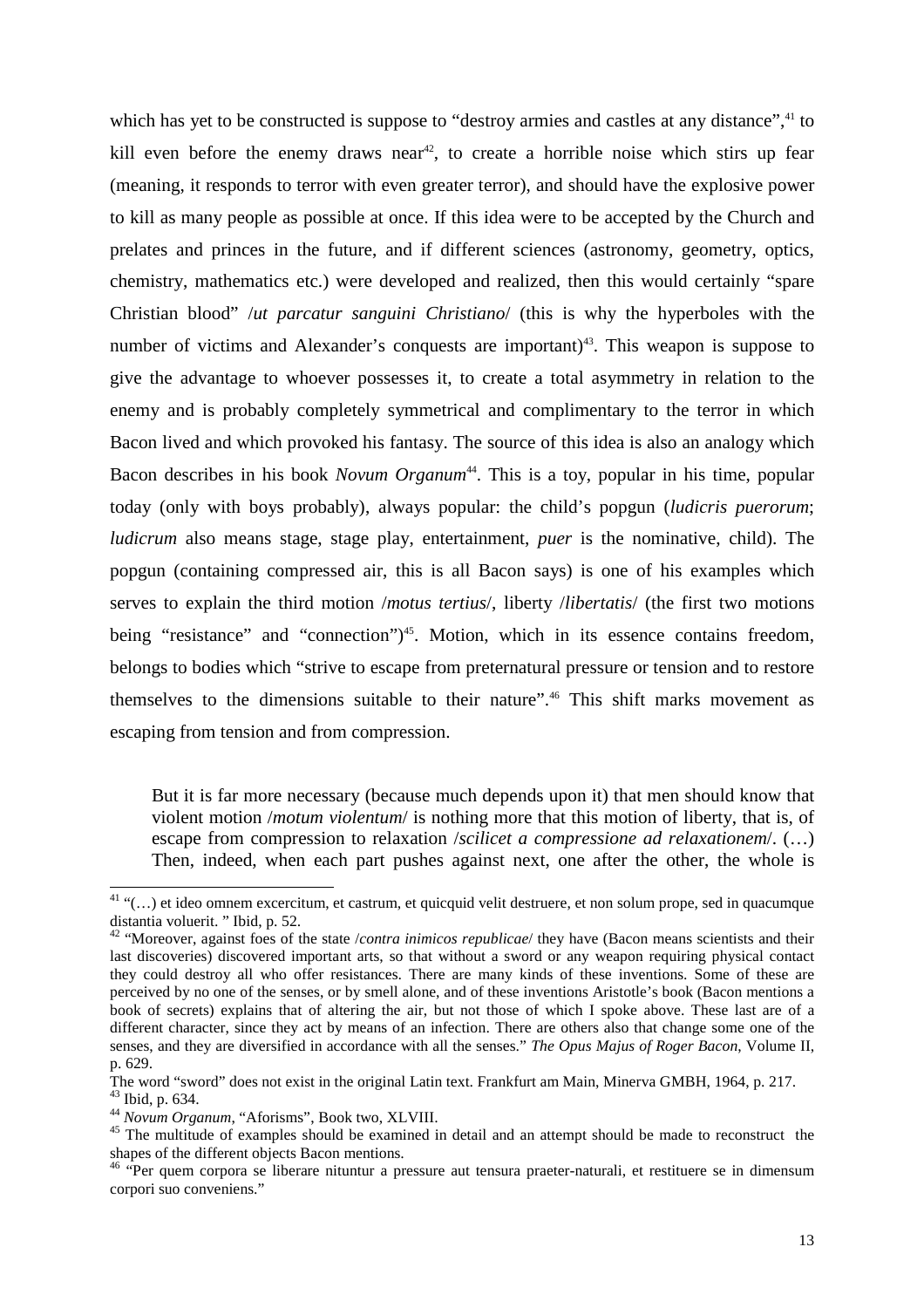which has yet to be constructed is suppose to "destroy armies and castles at any distance",[41] to kill even before the enemy draws near[42], to create a horrible noise which stirs up fear (meaning, it responds to terror with even greater terror), and should have the explosive power to kill as many people as possible at once. If this idea were to be accepted by the Church and prelates and princes in the future, and if different sciences (astronomy, geometry, optics, chemistry, mathematics etc.) were developed and realized, then this would certainly "spare Christian blood" /*ut parcatur sanguini Christiano*/ (this is why the hyperboles with the number of victims and Alexander's conquests are important)[43]. This weapon is suppose to give the advantage to whoever possesses it, to create a total asymmetry in relation to the enemy and is probably completely symmetrical and complimentary to the terror in which Bacon lived and which provoked his fantasy. The source of this idea is also an analogy which Bacon describes in his book *Novum Organum*[44]. This is a toy, popular in his time, popular today (only with boys probably), always popular: the child's popgun (*ludicris puerorum*; *ludicrum* also means stage, stage play, entertainment, *puer* is the nominative, child). The popgun (containing compressed air, this is all Bacon says) is one of his examples which serves to explain the third motion /*motus tertius*/, liberty /*libertatis*/ (the first two motions being "resistance" and "connection")[45]. Motion, which in its essence contains freedom, belongs to bodies which "strive to escape from preternatural pressure or tension and to restore themselves to the dimensions suitable to their nature".[46] This shift marks movement as escaping from tension and from compression.

> But it is far more necessary (because much depends upon it) that men should know that violent motion /*motum violentum*/ is nothing more that this motion of liberty, that is, of escape from compression to relaxation /*scilicet a compressione ad relaxationem*/. (…) Then, indeed, when each part pushes against next, one after the other, the whole is

[41] "(…) et ideo omnem excercitum, et castrum, et quicquid velit destruere, et non solum prope, sed in quacumque distantia voluerit. " Ibid, p. 52.

[42] "Moreover, against foes of the state /*contra inimicos republicae*/ they have (Bacon means scientists and their last discoveries) discovered important arts, so that without a sword or any weapon requiring physical contact they could destroy all who offer resistances. There are many kinds of these inventions. Some of these are perceived by no one of the senses, or by smell alone, and of these inventions Aristotle's book (Bacon mentions a book of secrets) explains that of altering the air, but not those of which I spoke above. These last are of a different character, since they act by means of an infection. There are others also that change some one of the senses, and they are diversified in accordance with all the senses." *The Opus Majus of Roger Bacon*, Volume II, p. 629.

The word "sword" does not exist in the original Latin text. Frankfurt am Main, Minerva GMBH, 1964, p. 217.

[43] Ibid, p. 634.

[44] *Novum Organum*, "Aforisms", Book two, XLVIII.

[45] The multitude of examples should be examined in detail and an attempt should be made to reconstruct the shapes of the different objects Bacon mentions.

[46] "Per quem corpora se liberare nituntur a pressure aut tensura praeter-naturali, et restituere se in dimensum corpori suo conveniens."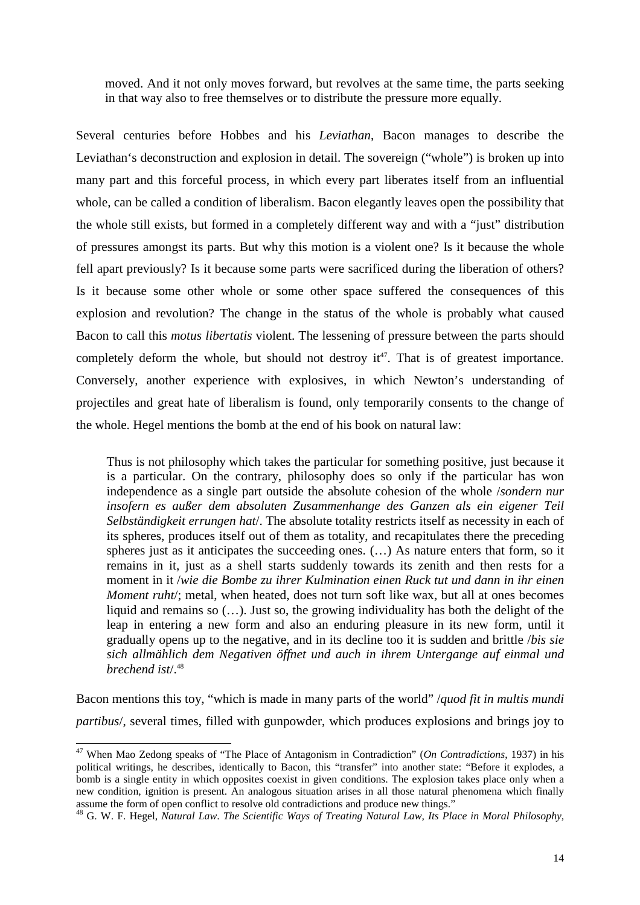> moved. And it not only moves forward, but revolves at the same time, the parts seeking in that way also to free themselves or to distribute the pressure more equally.

Several centuries before Hobbes and his *Leviathan*, Bacon manages to describe the Leviathan's deconstruction and explosion in detail. The sovereign ("whole") is broken up into many part and this forceful process, in which every part liberates itself from an influential whole, can be called a condition of liberalism. Bacon elegantly leaves open the possibility that the whole still exists, but formed in a completely different way and with a "just" distribution of pressures amongst its parts. But why this motion is a violent one? Is it because the whole fell apart previously? Is it because some parts were sacrificed during the liberation of others? Is it because some other whole or some other space suffered the consequences of this explosion and revolution? The change in the status of the whole is probably what caused Bacon to call this *motus libertatis* violent. The lessening of pressure between the parts should completely deform the whole, but should not destroy it[47]. That is of greatest importance. Conversely, another experience with explosives, in which Newton's understanding of projectiles and great hate of liberalism is found, only temporarily consents to the change of the whole. Hegel mentions the bomb at the end of his book on natural law:

> Thus is not philosophy which takes the particular for something positive, just because it is a particular. On the contrary, philosophy does so only if the particular has won independence as a single part outside the absolute cohesion of the whole /*sondern nur insofern es außer dem absoluten Zusammenhange des Ganzen als ein eigener Teil Selbständigkeit errungen hat*/. The absolute totality restricts itself as necessity in each of its spheres, produces itself out of them as totality, and recapitulates there the preceding spheres just as it anticipates the succeeding ones. (…) As nature enters that form, so it remains in it, just as a shell starts suddenly towards its zenith and then rests for a moment in it /*wie die Bombe zu ihrer Kulmination einen Ruck tut und dann in ihr einen Moment ruht*/; metal, when heated, does not turn soft like wax, but all at ones becomes liquid and remains so (…). Just so, the growing individuality has both the delight of the leap in entering a new form and also an enduring pleasure in its new form, until it gradually opens up to the negative, and in its decline too it is sudden and brittle /*bis sie sich allmählich dem Negativen öffnet und auch in ihrem Untergange auf einmal und brechend ist*/.[48]

Bacon mentions this toy, "which is made in many parts of the world" /*quod fit in multis mundi partibus*/, several times, filled with gunpowder, which produces explosions and brings joy to

---

[47] When Mao Zedong speaks of "The Place of Antagonism in Contradiction" (*On Contradictions*, 1937) in his political writings, he describes, identically to Bacon, this "transfer" into another state: "Before it explodes, a bomb is a single entity in which opposites coexist in given conditions. The explosion takes place only when a new condition, ignition is present. An analogous situation arises in all those natural phenomena which finally assume the form of open conflict to resolve old contradictions and produce new things."

[48] G. W. F. Hegel, *Natural Law. The Scientific Ways of Treating Natural Law, Its Place in Moral Philosophy,*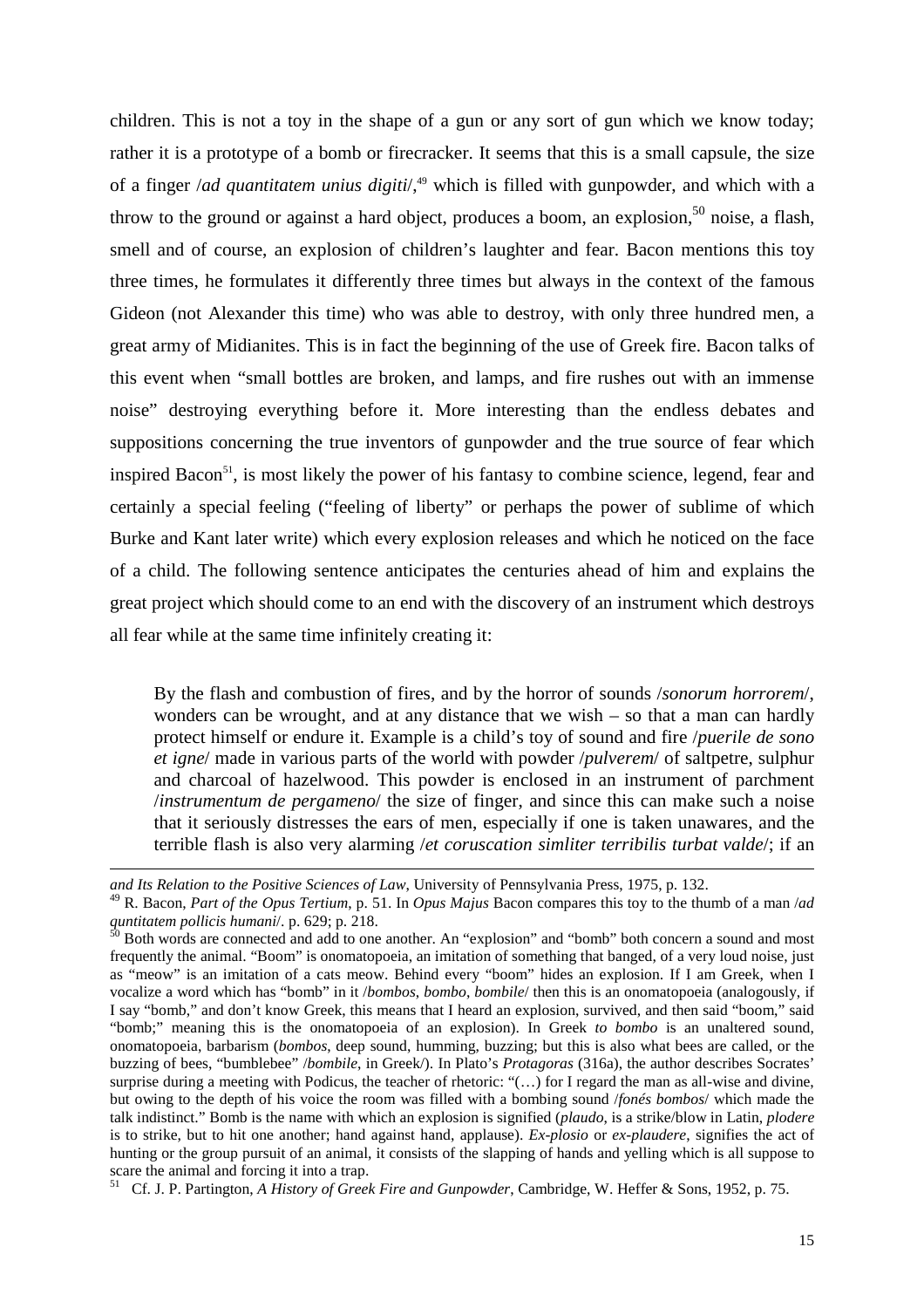children. This is not a toy in the shape of a gun or any sort of gun which we know today; rather it is a prototype of a bomb or firecracker. It seems that this is a small capsule, the size of a finger /*ad quantitatem unius digiti*/,[49] which is filled with gunpowder, and which with a throw to the ground or against a hard object, produces a boom, an explosion,[50] noise, a flash, smell and of course, an explosion of children's laughter and fear. Bacon mentions this toy three times, he formulates it differently three times but always in the context of the famous Gideon (not Alexander this time) who was able to destroy, with only three hundred men, a great army of Midianites. This is in fact the beginning of the use of Greek fire. Bacon talks of this event when "small bottles are broken, and lamps, and fire rushes out with an immense noise" destroying everything before it. More interesting than the endless debates and suppositions concerning the true inventors of gunpowder and the true source of fear which inspired Bacon[51], is most likely the power of his fantasy to combine science, legend, fear and certainly a special feeling ("feeling of liberty" or perhaps the power of sublime of which Burke and Kant later write) which every explosion releases and which he noticed on the face of a child. The following sentence anticipates the centuries ahead of him and explains the great project which should come to an end with the discovery of an instrument which destroys all fear while at the same time infinitely creating it:

> By the flash and combustion of fires, and by the horror of sounds /*sonorum horrorem*/, wonders can be wrought, and at any distance that we wish – so that a man can hardly protect himself or endure it. Example is a child's toy of sound and fire /*puerile de sono et igne*/ made in various parts of the world with powder /*pulverem*/ of saltpetre, sulphur and charcoal of hazelwood. This powder is enclosed in an instrument of parchment /*instrumentum de pergameno*/ the size of finger, and since this can make such a noise that it seriously distresses the ears of men, especially if one is taken unawares, and the terrible flash is also very alarming /*et coruscation simliter terribilis turbat valde*/; if an

---

*and Its Relation to the Positive Sciences of Law*, University of Pennsylvania Press, 1975, p. 132.

[49] R. Bacon, *Part of the Opus Tertium*, p. 51. In *Opus Majus* Bacon compares this toy to the thumb of a man /*ad quntitatem pollicis humani*/. p. 629; p. 218.

[50] Both words are connected and add to one another. An "explosion" and "bomb" both concern a sound and most frequently the animal. "Boom" is onomatopoeia, an imitation of something that banged, of a very loud noise, just as "meow" is an imitation of a cats meow. Behind every "boom" hides an explosion. If I am Greek, when I vocalize a word which has "bomb" in it /*bombos*, *bombo*, *bombile*/ then this is an onomatopoeia (analogously, if I say "bomb," and don't know Greek, this means that I heard an explosion, survived, and then said "boom," said "bomb;" meaning this is the onomatopoeia of an explosion). In Greek *to bombo* is an unaltered sound, onomatopoeia, barbarism (*bombos*, deep sound, humming, buzzing; but this is also what bees are called, or the buzzing of bees, "bumblebee" /*bombile*, in Greek/). In Plato's *Protagoras* (316a), the author describes Socrates' surprise during a meeting with Podicus, the teacher of rhetoric: "(…) for I regard the man as all-wise and divine, but owing to the depth of his voice the room was filled with a bombing sound /*fonés bombos*/ which made the talk indistinct." Bomb is the name with which an explosion is signified (*plaudo*, is a strike/blow in Latin, *plodere* is to strike, but to hit one another; hand against hand, applause). *Ex-plosio* or *ex-plaudere*, signifies the act of hunting or the group pursuit of an animal, it consists of the slapping of hands and yelling which is all suppose to scare the animal and forcing it into a trap.

[51] Cf. J. P. Partington, *A History of Greek Fire and Gunpowder*, Cambridge, W. Heffer & Sons, 1952, p. 75.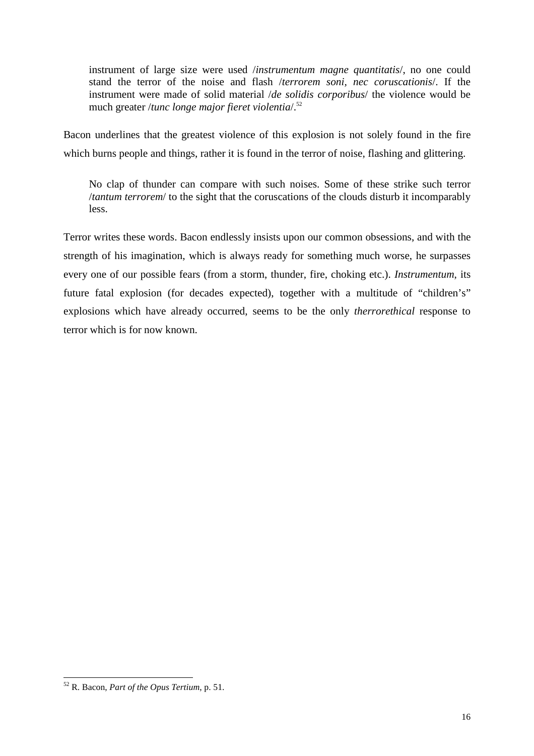> instrument of large size were used /*instrumentum magne quantitatis*/, no one could stand the terror of the noise and flash /*terrorem soni, nec coruscationis*/. If the instrument were made of solid material /*de solidis corporibus*/ the violence would be much greater /*tunc longe major fieret violentia*/.[52]

Bacon underlines that the greatest violence of this explosion is not solely found in the fire which burns people and things, rather it is found in the terror of noise, flashing and glittering.

> No clap of thunder can compare with such noises. Some of these strike such terror /*tantum terrorem*/ to the sight that the coruscations of the clouds disturb it incomparably less.

Terror writes these words. Bacon endlessly insists upon our common obsessions, and with the strength of his imagination, which is always ready for something much worse, he surpasses every one of our possible fears (from a storm, thunder, fire, choking etc.). *Instrumentum*, its future fatal explosion (for decades expected), together with a multitude of "children's" explosions which have already occurred, seems to be the only *therrorethical* response to terror which is for now known.

---

[52] R. Bacon, *Part of the Opus Tertium*, p. 51.